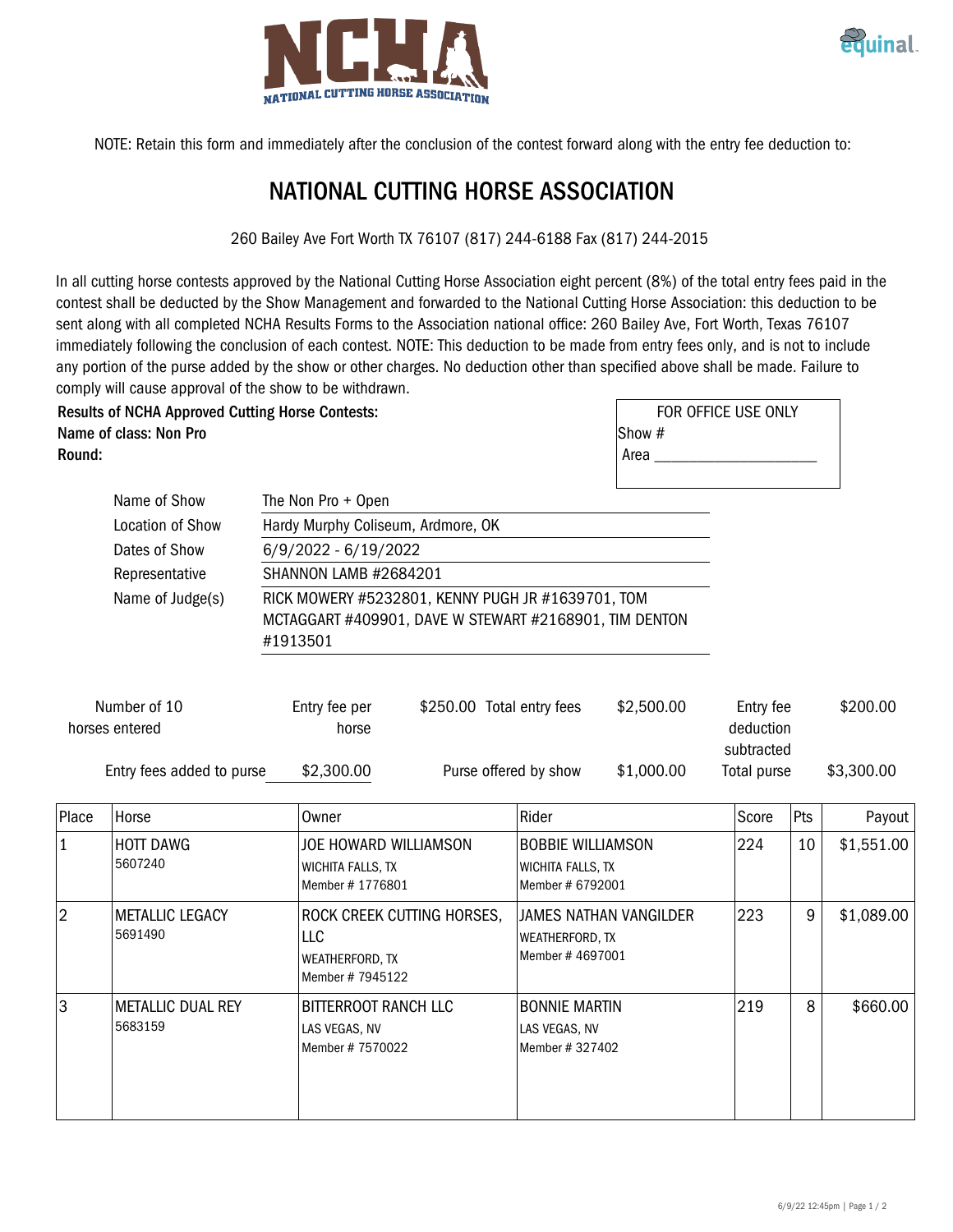NOTE: Retain this form and immediately after the conclusion of the contest forward along with the entry fee deduction to:

# NATIONAL CUTTING HORSE ASSOCIATION

260 Bailey Ave Fort Worth TX 76107 (817) 244-6188 Fax (817) 244-2015

In all cutting horse contests approved by the National Cutting Horse Association eight percent (8%) of the total entry fees paid in the contest shall be deducted by the Show Management and forwarded to the National Cutting Horse Association: this deduction to be sent along with all completed NCHA Results Forms to the Association national office: 260 Bailey Ave, Fort Worth, Texas 76107 immediately following the conclusion of each contest. NOTE: This deduction to be made from entry fees only, and is not to include any portion of the purse added by the show or other charges. No deduction other than specified above shall be made. Failure to comply will cause approval of the show to be withdrawn.

**Results of NCHA Approved Cutting Horse Contests:**
**Name of class: Non Pro**
**Round:**

FOR OFFICE USE ONLY
Show #
Area ____________________

| | |
|---|---|
| Name of Show | The Non Pro + Open |
| Location of Show | Hardy Murphy Coliseum, Ardmore, OK |
| Dates of Show | 6/9/2022 - 6/19/2022 |
| Representative | SHANNON LAMB #2684201 |
| Name of Judge(s) | RICK MOWERY #5232801, KENNY PUGH JR #1639701, TOM MCTAGGART #409901, DAVE W STEWART #2168901, TIM DENTON #1913501 |

| | | | | | |
|---|---|---|---|---|---|
| Number of horses entered | 10 | Entry fee per horse | $250.00 | Total entry fees | $2,500.00 |
| Entry fee deduction subtracted | $200.00 | Entry fees added to purse | $2,300.00 | Purse offered by show | $1,000.00 |
| Total purse | $3,300.00 | | | | |

| Place | Horse | Owner | Rider | Score | Pts | Payout |
|---|---|---|---|---|---|---|
| 1 | HOTT DAWG 5607240 | JOE HOWARD WILLIAMSON WICHITA FALLS, TX Member # 1776801 | BOBBIE WILLIAMSON WICHITA FALLS, TX Member # 6792001 | 224 | 10 | $1,551.00 |
| 2 | METALLIC LEGACY 5691490 | ROCK CREEK CUTTING HORSES, LLC WEATHERFORD, TX Member # 7945122 | JAMES NATHAN VANGILDER WEATHERFORD, TX Member # 4697001 | 223 | 9 | $1,089.00 |
| 3 | METALLIC DUAL REY 5683159 | BITTERROOT RANCH LLC LAS VEGAS, NV Member # 7570022 | BONNIE MARTIN LAS VEGAS, NV Member # 327402 | 219 | 8 | $660.00 |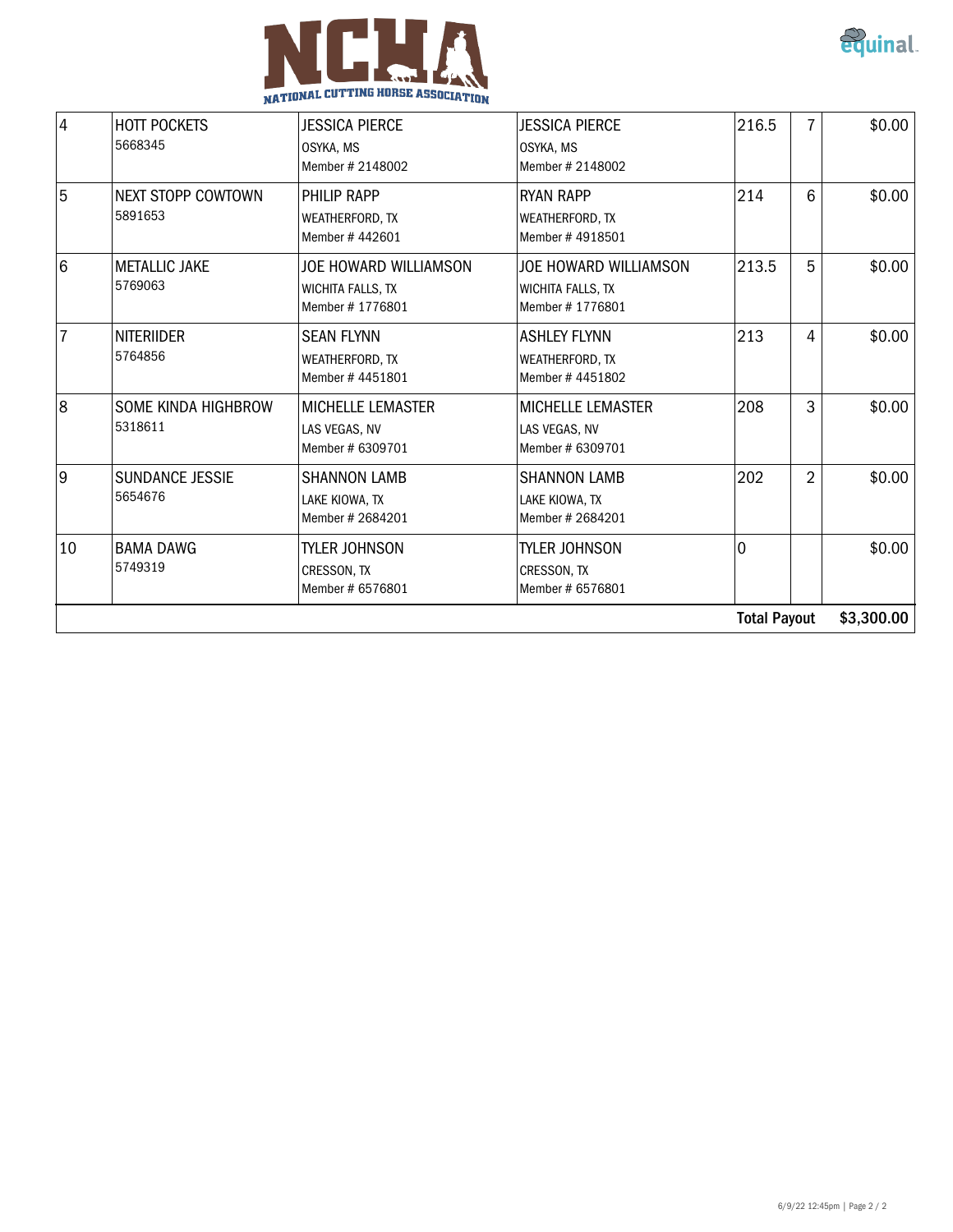| | | | | | | |
|---|---|---|---|---|---|---|
| 4 | HOTT POCKETS<br>5668345 | JESSICA PIERCE<br>OSYKA, MS<br>Member # 2148002 | JESSICA PIERCE<br>OSYKA, MS<br>Member # 2148002 | 216.5 | 7 | $0.00 |
| 5 | NEXT STOPP COWTOWN<br>5891653 | PHILIP RAPP<br>WEATHERFORD, TX<br>Member # 442601 | RYAN RAPP<br>WEATHERFORD, TX<br>Member # 4918501 | 214 | 6 | $0.00 |
| 6 | METALLIC JAKE<br>5769063 | JOE HOWARD WILLIAMSON<br>WICHITA FALLS, TX<br>Member # 1776801 | JOE HOWARD WILLIAMSON<br>WICHITA FALLS, TX<br>Member # 1776801 | 213.5 | 5 | $0.00 |
| 7 | NITERIIDER<br>5764856 | SEAN FLYNN<br>WEATHERFORD, TX<br>Member # 4451801 | ASHLEY FLYNN<br>WEATHERFORD, TX<br>Member # 4451802 | 213 | 4 | $0.00 |
| 8 | SOME KINDA HIGHBROW<br>5318611 | MICHELLE LEMASTER<br>LAS VEGAS, NV<br>Member # 6309701 | MICHELLE LEMASTER<br>LAS VEGAS, NV<br>Member # 6309701 | 208 | 3 | $0.00 |
| 9 | SUNDANCE JESSIE<br>5654676 | SHANNON LAMB<br>LAKE KIOWA, TX<br>Member # 2684201 | SHANNON LAMB<br>LAKE KIOWA, TX<br>Member # 2684201 | 202 | 2 | $0.00 |
| 10 | BAMA DAWG<br>5749319 | TYLER JOHNSON<br>CRESSON, TX<br>Member # 6576801 | TYLER JOHNSON<br>CRESSON, TX<br>Member # 6576801 | 0 | | $0.00 |
| | | | | **Total Payout** | | **$3,300.00** |